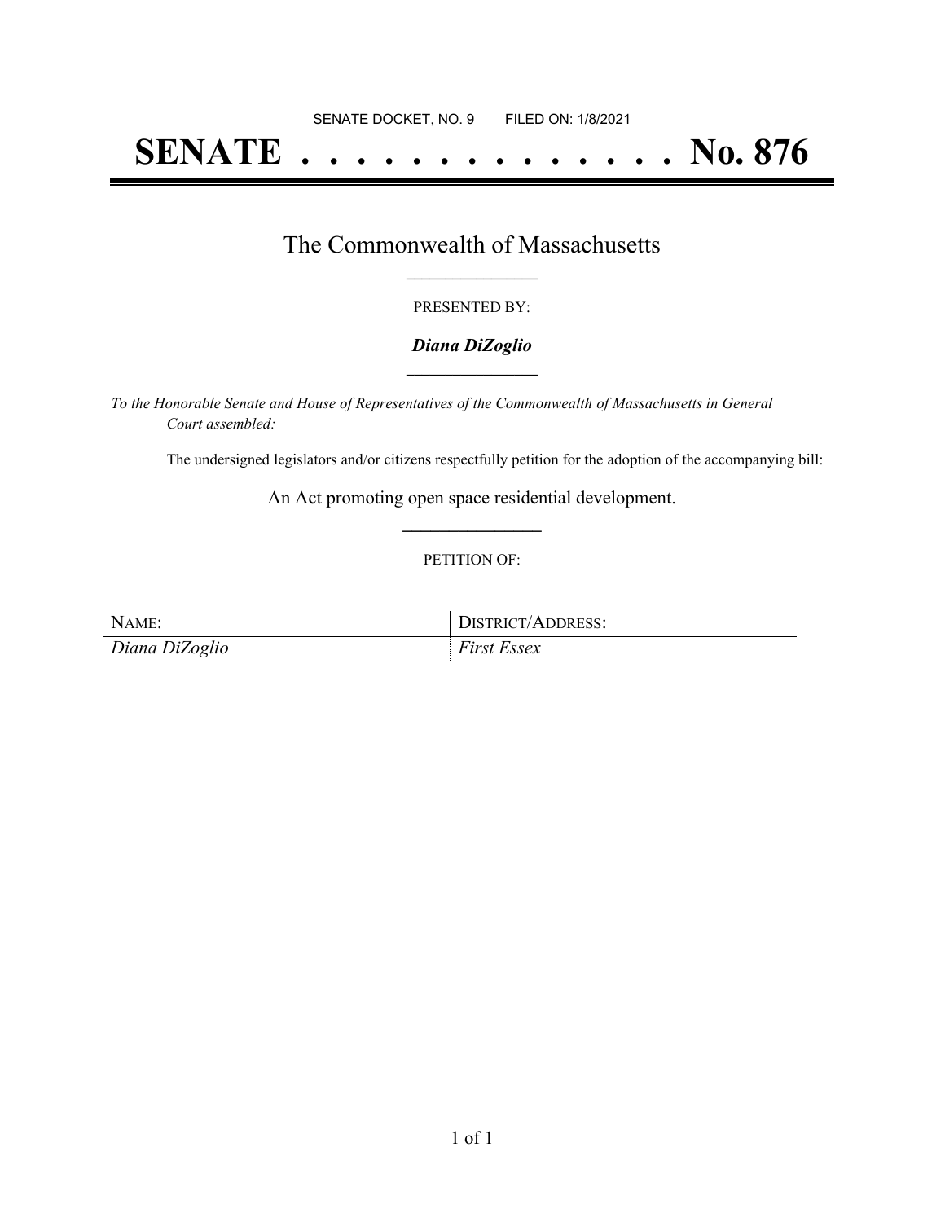SENATE DOCKET, NO. 9        FILED ON: 1/8/2021

# SENATE . . . . . . . . . . . . . . No. 876

## The Commonwealth of Massachusetts

PRESENTED BY:

***Diana DiZoglio***

*To the Honorable Senate and House of Representatives of the Commonwealth of Massachusetts in General Court assembled:*

The undersigned legislators and/or citizens respectfully petition for the adoption of the accompanying bill:

An Act promoting open space residential development.

PETITION OF:

| NAME: | DISTRICT/ADDRESS: |
| --- | --- |
| *Diana DiZoglio* | *First Essex* |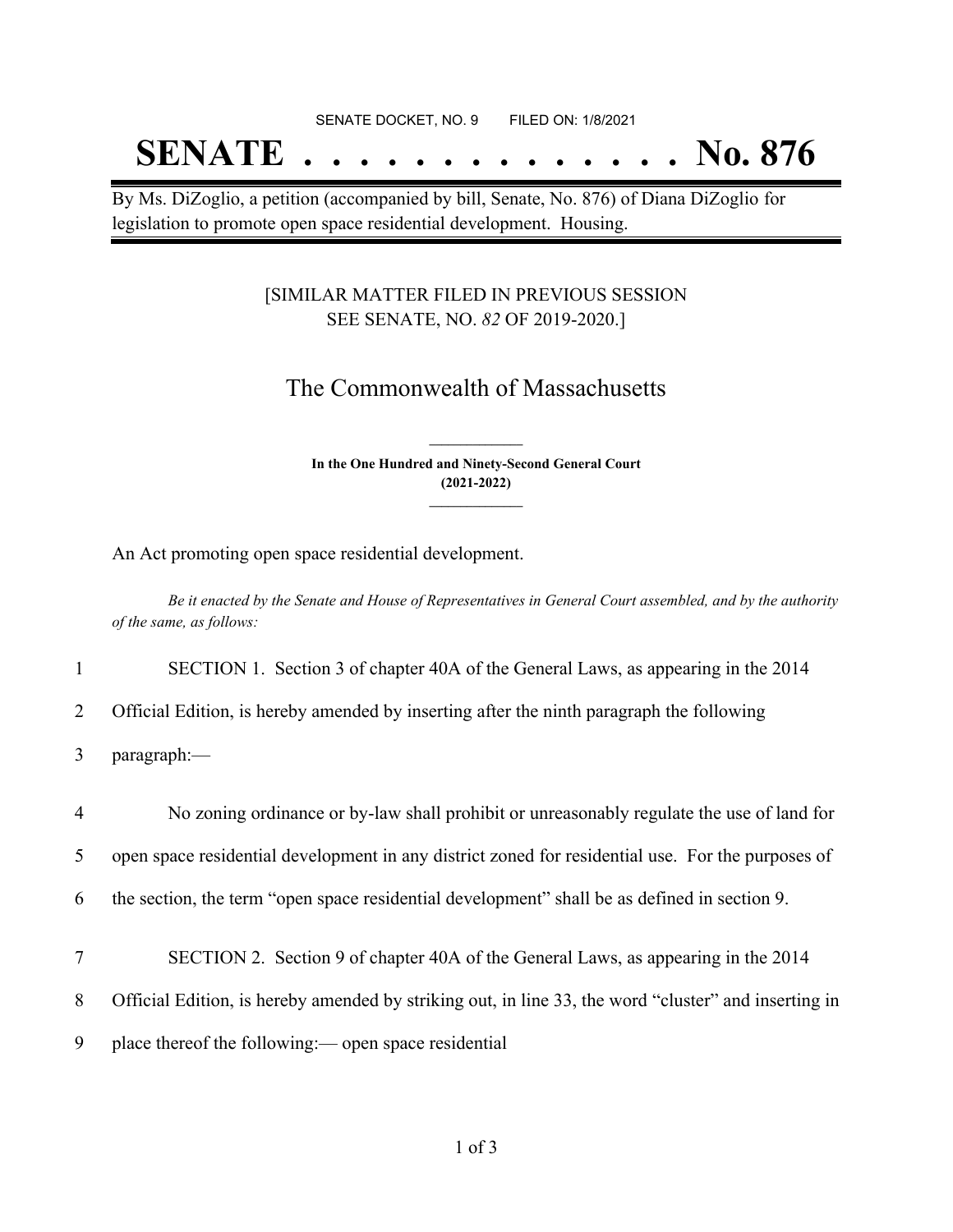SENATE DOCKET, NO. 9 FILED ON: 1/8/2021

# SENATE . . . . . . . . . . . . . . No. 876

By Ms. DiZoglio, a petition (accompanied by bill, Senate, No. 876) of Diana DiZoglio for legislation to promote open space residential development. Housing.

[SIMILAR MATTER FILED IN PREVIOUS SESSION SEE SENATE, NO. *82* OF 2019-2020.]

## The Commonwealth of Massachusetts

**In the One Hundred and Ninety-Second General Court (2021-2022)**

An Act promoting open space residential development.

*Be it enacted by the Senate and House of Representatives in General Court assembled, and by the authority of the same, as follows:*

1 SECTION 1. Section 3 of chapter 40A of the General Laws, as appearing in the 2014
2 Official Edition, is hereby amended by inserting after the ninth paragraph the following
3 paragraph:—

4 No zoning ordinance or by-law shall prohibit or unreasonably regulate the use of land for
5 open space residential development in any district zoned for residential use. For the purposes of
6 the section, the term "open space residential development" shall be as defined in section 9.

7 SECTION 2. Section 9 of chapter 40A of the General Laws, as appearing in the 2014
8 Official Edition, is hereby amended by striking out, in line 33, the word "cluster" and inserting in
9 place thereof the following:— open space residential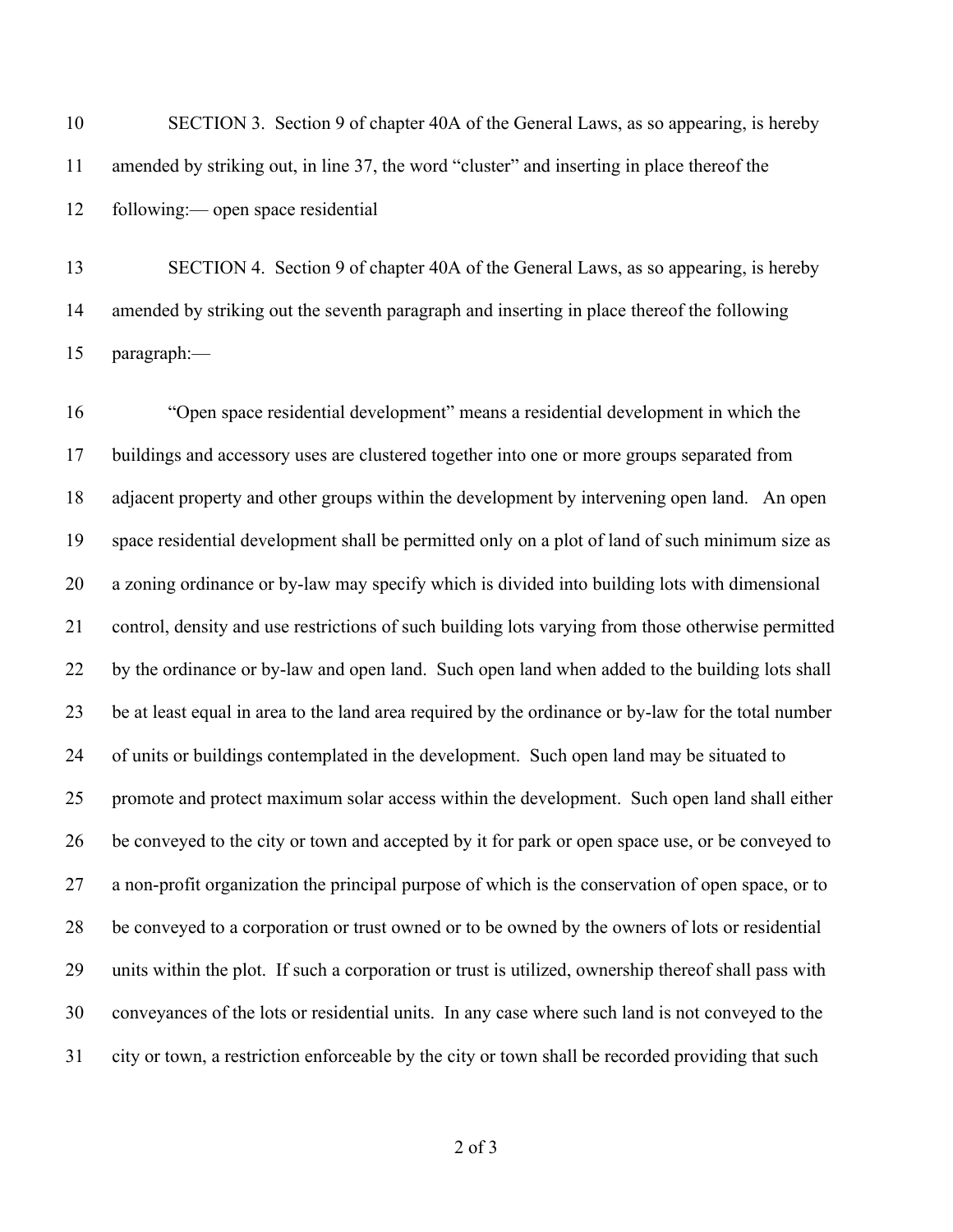SECTION 3. Section 9 of chapter 40A of the General Laws, as so appearing, is hereby amended by striking out, in line 37, the word "cluster" and inserting in place thereof the following:— open space residential

SECTION 4. Section 9 of chapter 40A of the General Laws, as so appearing, is hereby amended by striking out the seventh paragraph and inserting in place thereof the following paragraph:—

"Open space residential development" means a residential development in which the buildings and accessory uses are clustered together into one or more groups separated from adjacent property and other groups within the development by intervening open land. An open space residential development shall be permitted only on a plot of land of such minimum size as a zoning ordinance or by-law may specify which is divided into building lots with dimensional control, density and use restrictions of such building lots varying from those otherwise permitted by the ordinance or by-law and open land. Such open land when added to the building lots shall be at least equal in area to the land area required by the ordinance or by-law for the total number of units or buildings contemplated in the development. Such open land may be situated to promote and protect maximum solar access within the development. Such open land shall either be conveyed to the city or town and accepted by it for park or open space use, or be conveyed to a non-profit organization the principal purpose of which is the conservation of open space, or to be conveyed to a corporation or trust owned or to be owned by the owners of lots or residential units within the plot. If such a corporation or trust is utilized, ownership thereof shall pass with conveyances of the lots or residential units. In any case where such land is not conveyed to the city or town, a restriction enforceable by the city or town shall be recorded providing that such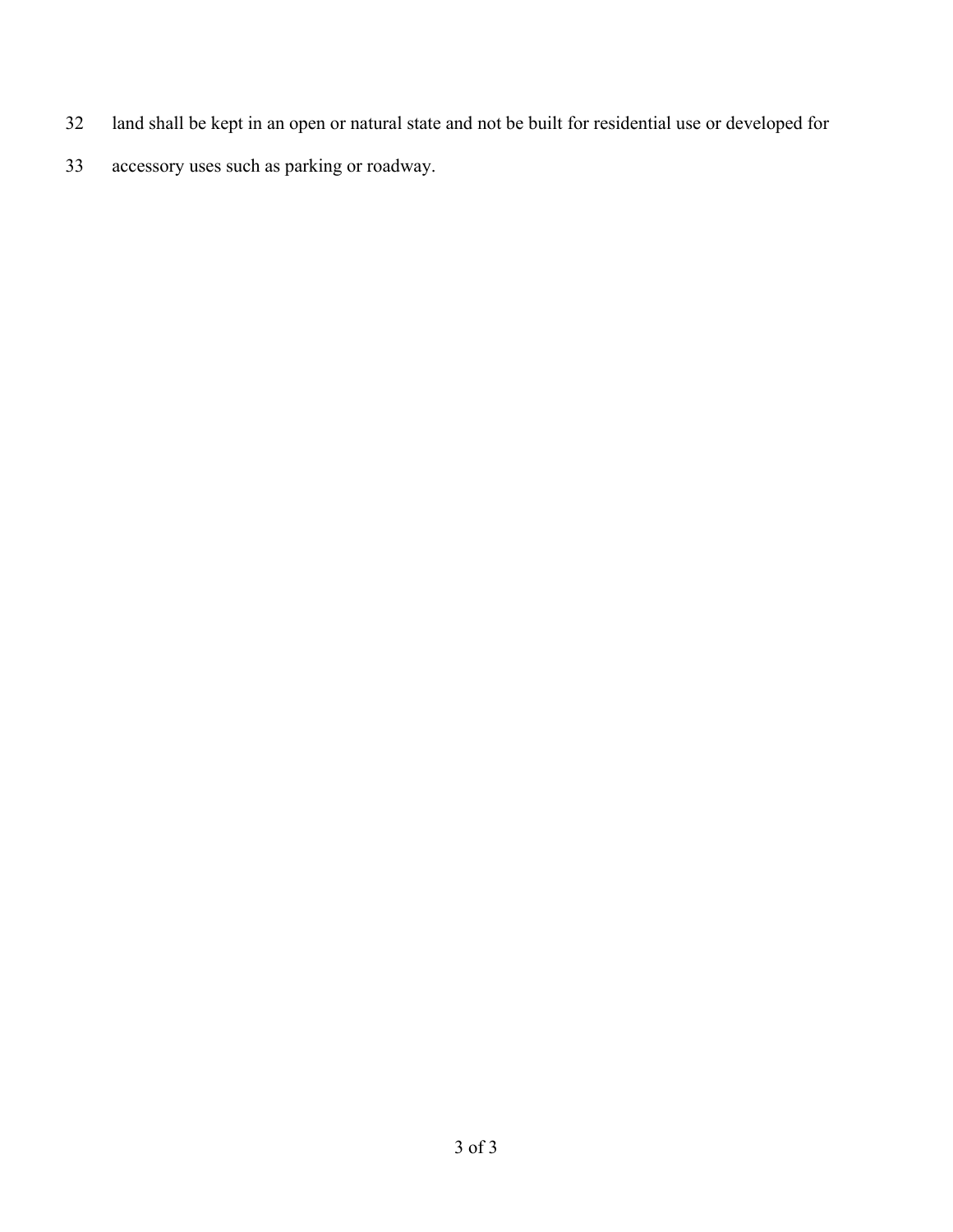32 land shall be kept in an open or natural state and not be built for residential use or developed for

33 accessory uses such as parking or roadway.